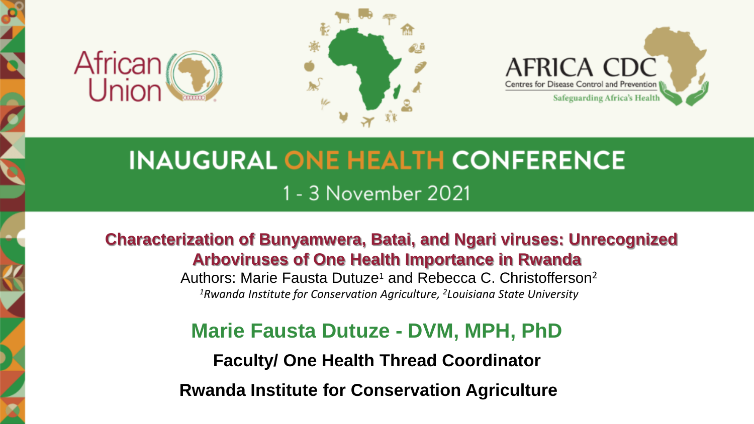African Union

AFRICA CDC
Centres for Disease Control and Prevention
Safeguarding Africa's Health

# INAUGURAL ONE HEALTH CONFERENCE

1 - 3 November 2021

## Characterization of Bunyamwera, Batai, and Ngari viruses: Unrecognized Arboviruses of One Health Importance in Rwanda

Authors: Marie Fausta Dutuze[1] and Rebecca C. Christofferson[2]

*[1]Rwanda Institute for Conservation Agriculture, [2]Louisiana State University*

## Marie Fausta Dutuze - DVM, MPH, PhD

**Faculty/ One Health Thread Coordinator**

**Rwanda Institute for Conservation Agriculture**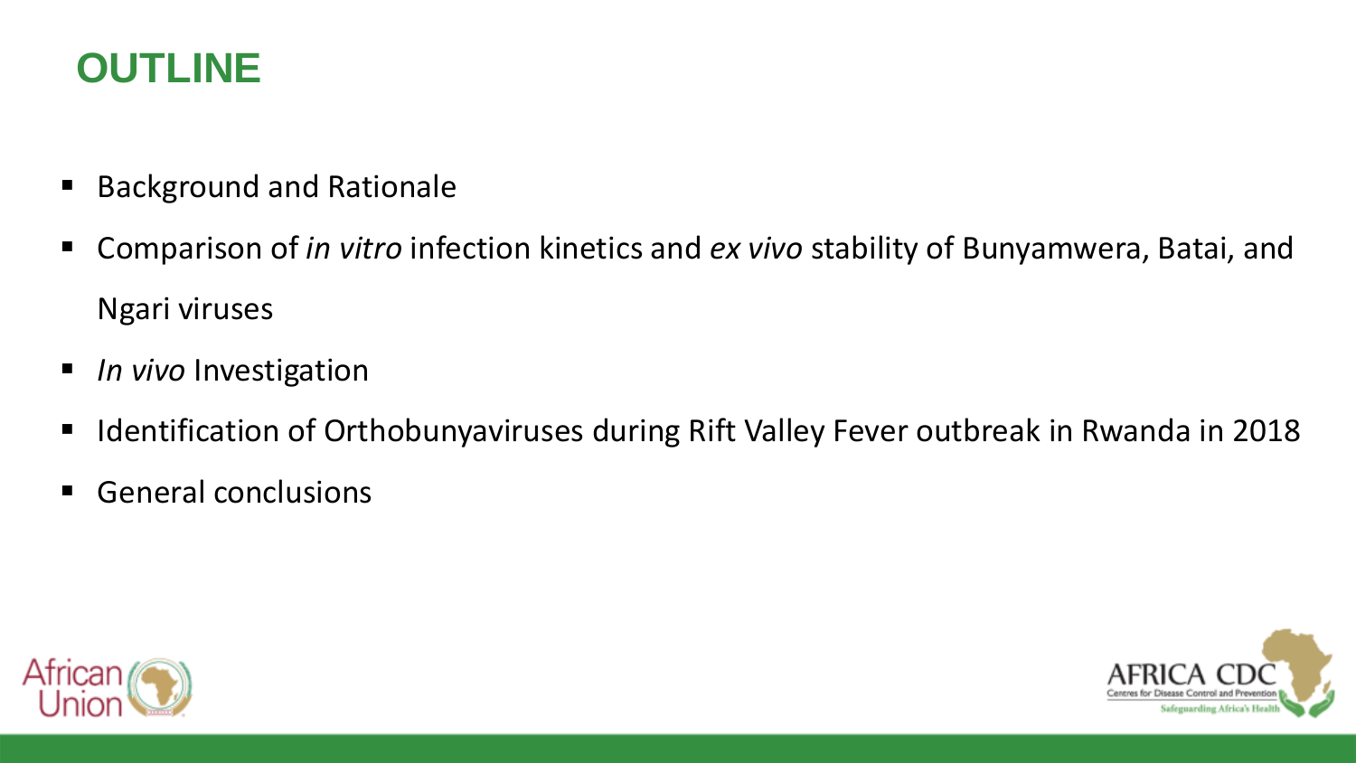# OUTLINE

- Background and Rationale
- Comparison of *in vitro* infection kinetics and *ex vivo* stability of Bunyamwera, Batai, and Ngari viruses
- *In vivo* Investigation
- Identification of Orthobunyaviruses during Rift Valley Fever outbreak in Rwanda in 2018
- General conclusions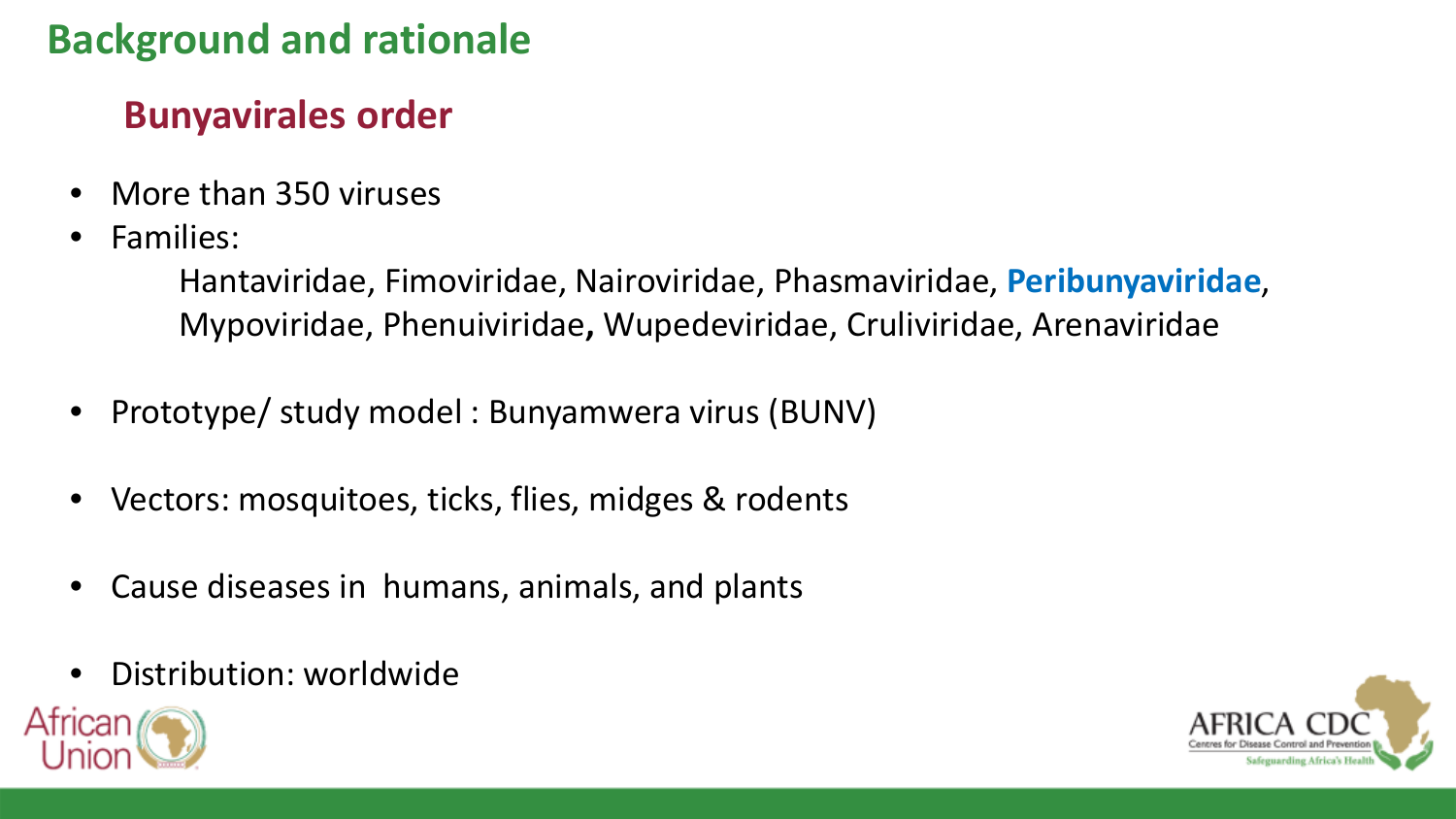# Background and rationale

## Bunyavirales order

- More than 350 viruses
- Families:

  Hantaviridae, Fimoviridae, Nairoviridae, Phasmaviridae, **Peribunyaviridae**, Mypoviridae, Phenuiviridae**,** Wupedeviridae, Cruliviridae, Arenaviridae

- Prototype/ study model : Bunyamwera virus (BUNV)
- Vectors: mosquitoes, ticks, flies, midges & rodents
- Cause diseases in humans, animals, and plants
- Distribution: worldwide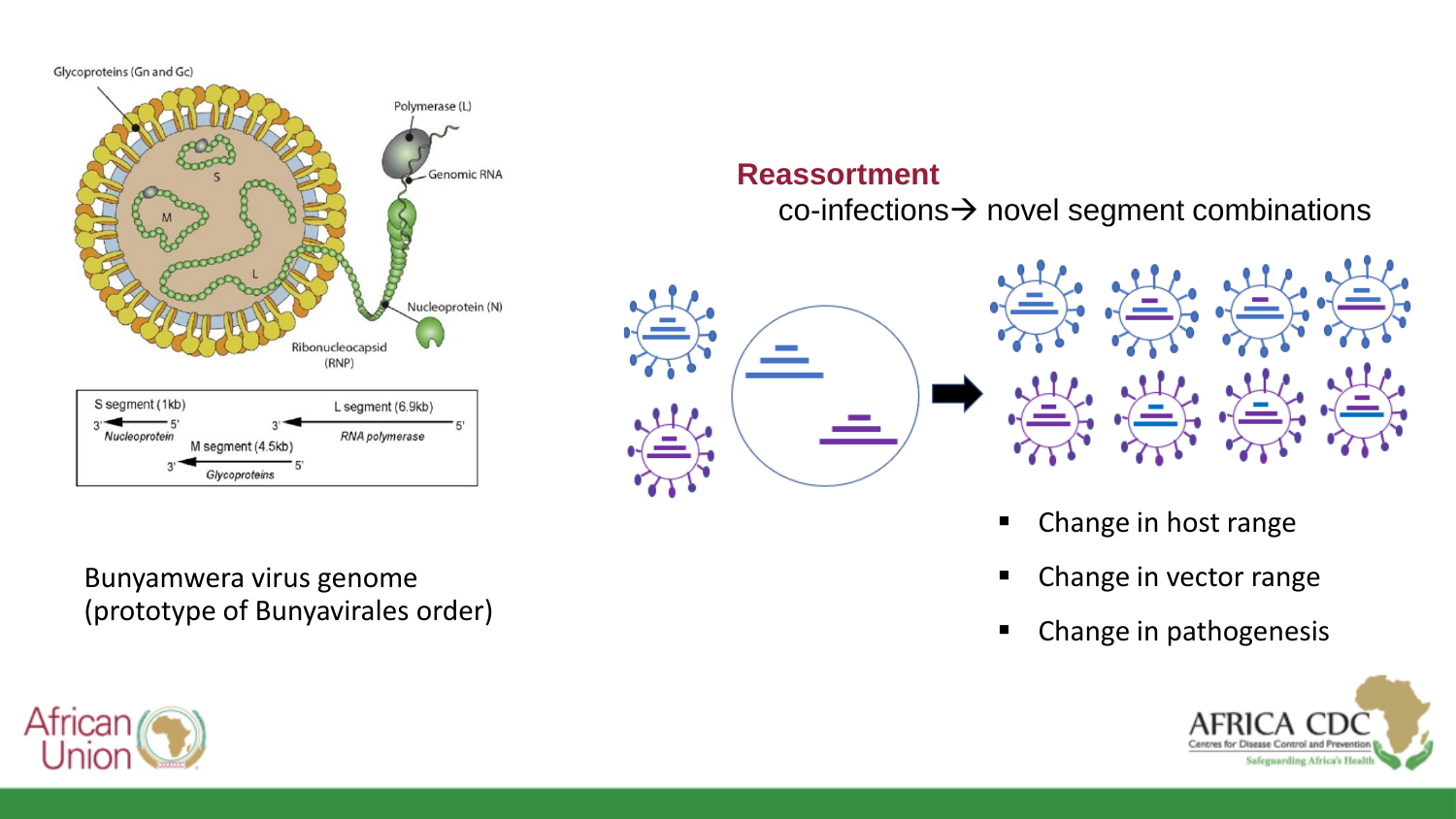Bunyamwera virus genome
(prototype of Bunyavirales order)

## Reassortment

co-infections→ novel segment combinations

- Change in host range
- Change in vector range
- Change in pathogenesis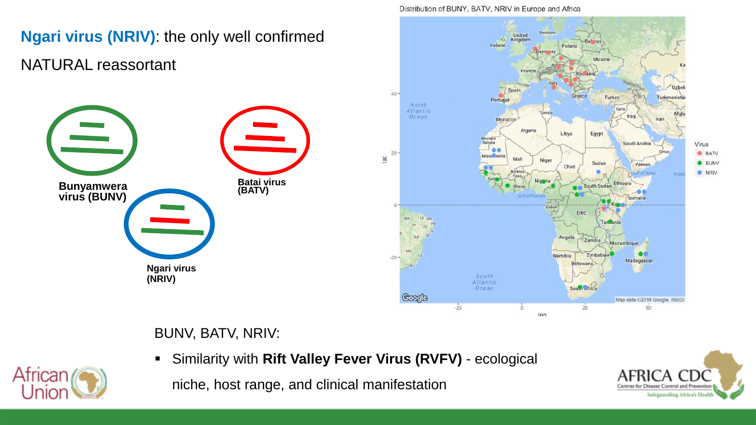**Ngari virus (NRIV)**: the only well confirmed NATURAL reassortant

Bunyamwera virus (BUNV)

Batai virus (BATV)

Ngari virus (NRIV)

Distribution of BUNY, BATV, NRIV in Europe and Africa

BUNV, BATV, NRIV:

- Similarity with **Rift Valley Fever Virus (RVFV)** - ecological niche, host range, and clinical manifestation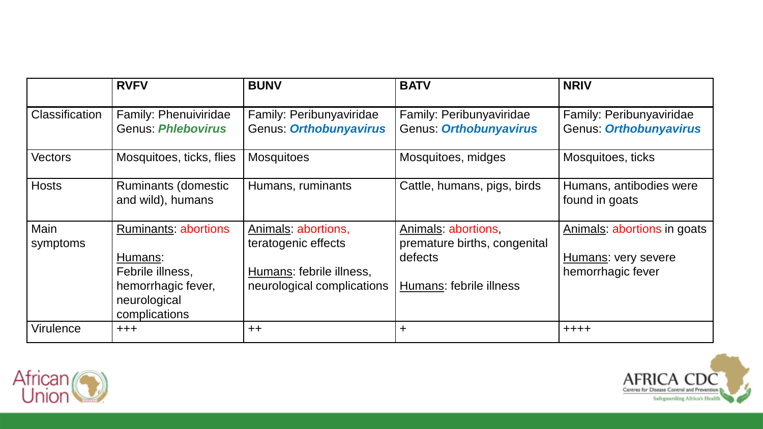| | RVFV | BUNV | BATV | NRIV |
|---|---|---|---|---|
| Classification | Family: Phenuiviridae<br>Genus: ***Phlebovirus*** | Family: Peribunyaviridae<br>Genus: ***Orthobunyavirus*** | Family: Peribunyaviridae<br>Genus: ***Orthobunyavirus*** | Family: Peribunyaviridae<br>Genus: ***Orthobunyavirus*** |
| Vectors | Mosquitoes, ticks, flies | Mosquitoes | Mosquitoes, midges | Mosquitoes, ticks |
| Hosts | Ruminants (domestic and wild), humans | Humans, ruminants | Cattle, humans, pigs, birds | Humans, antibodies were found in goats |
| Main symptoms | Ruminants: abortions<br><br>Humans:<br>Febrile illness, hemorrhagic fever, neurological complications | Animals: abortions, teratogenic effects<br><br>Humans: febrile illness, neurological complications | Animals: abortions, premature births, congenital defects<br><br>Humans: febrile illness | Animals: abortions in goats<br><br>Humans: very severe hemorrhagic fever |
| Virulence | +++ | ++ | + | ++++ |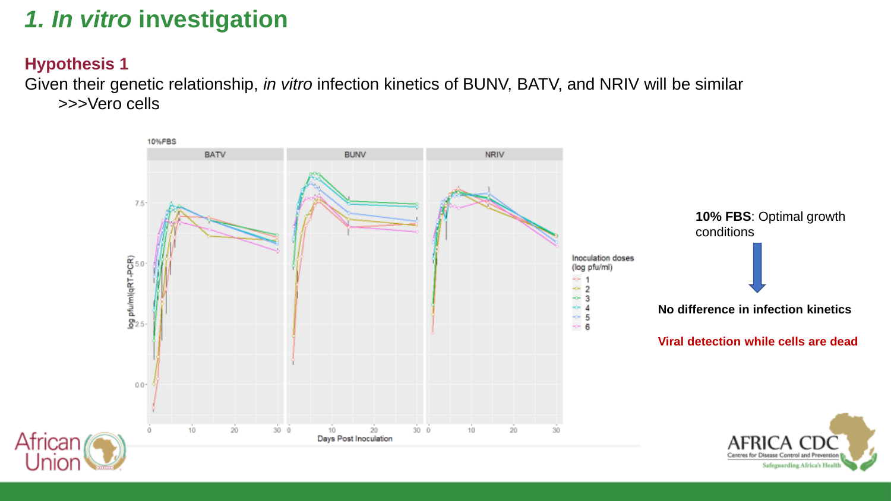# *1. In vitro* investigation

## Hypothesis 1

Given their genetic relationship, *in vitro* infection kinetics of BUNV, BATV, and NRIV will be similar

>>>Vero cells

**10% FBS**: Optimal growth conditions

**No difference in infection kinetics**

**Viral detection while cells are dead**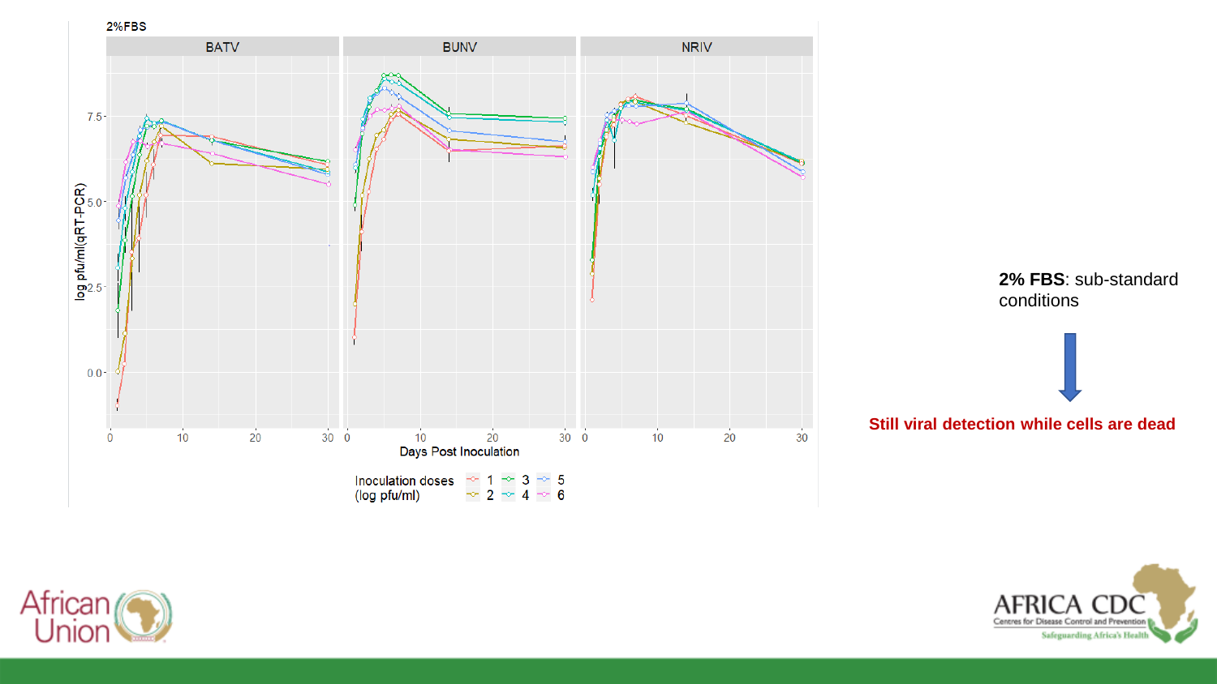2%FBS

BATV | BUNV | NRIV

log pfu/ml(qRT-PCR)

Days Post Inoculation

Inoculation doses (log pfu/ml): 1, 2, 3, 4, 5, 6

**2% FBS**: sub-standard conditions

**Still viral detection while cells are dead**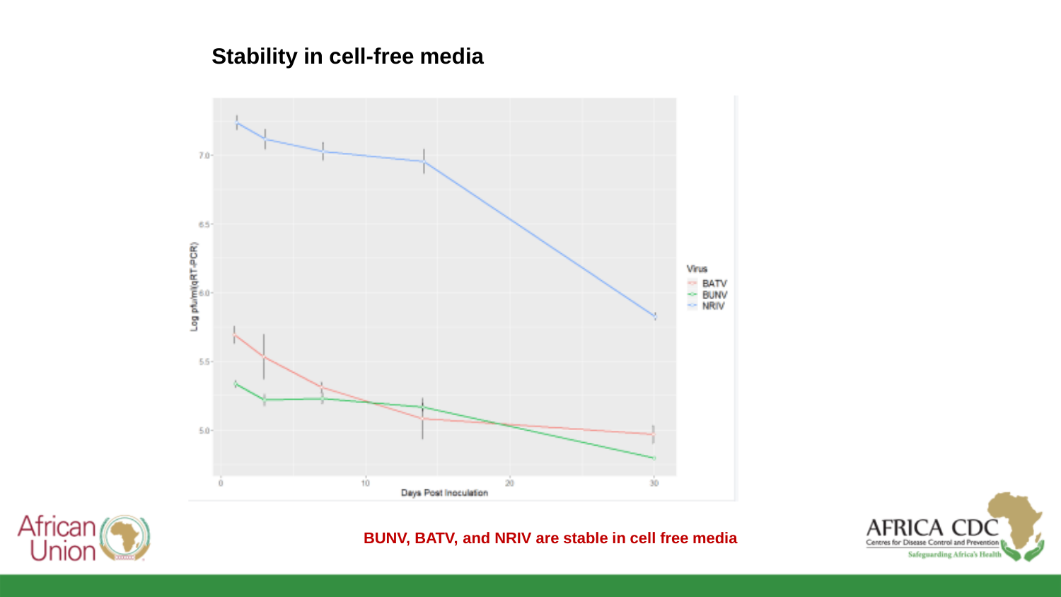## Stability in cell-free media

**BUNV, BATV, and NRIV are stable in cell free media**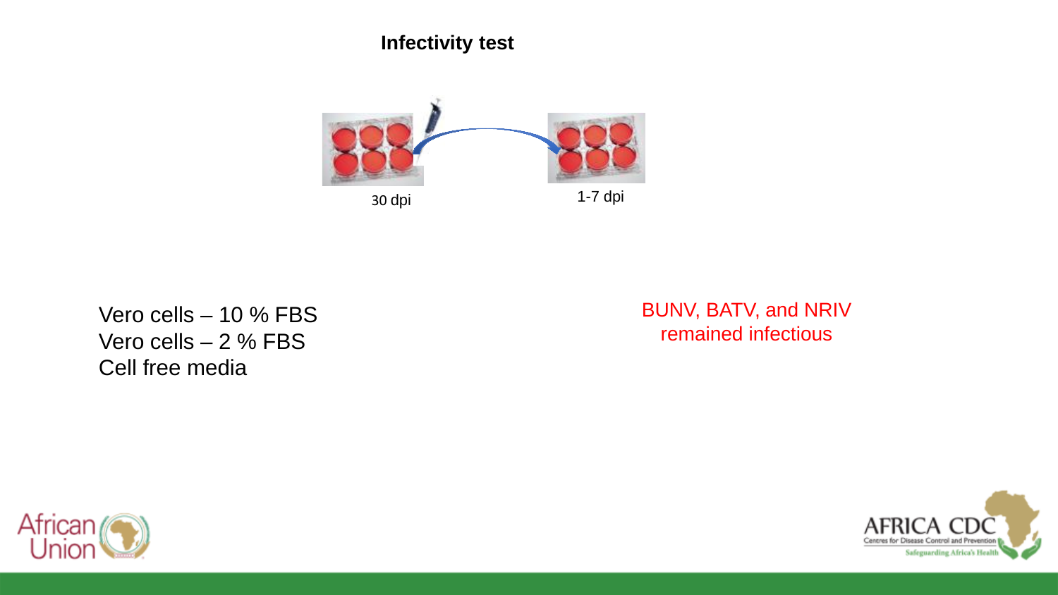## Infectivity test

30 dpi

1-7 dpi

Vero cells – 10 % FBS
Vero cells – 2 % FBS
Cell free media

BUNV, BATV, and NRIV remained infectious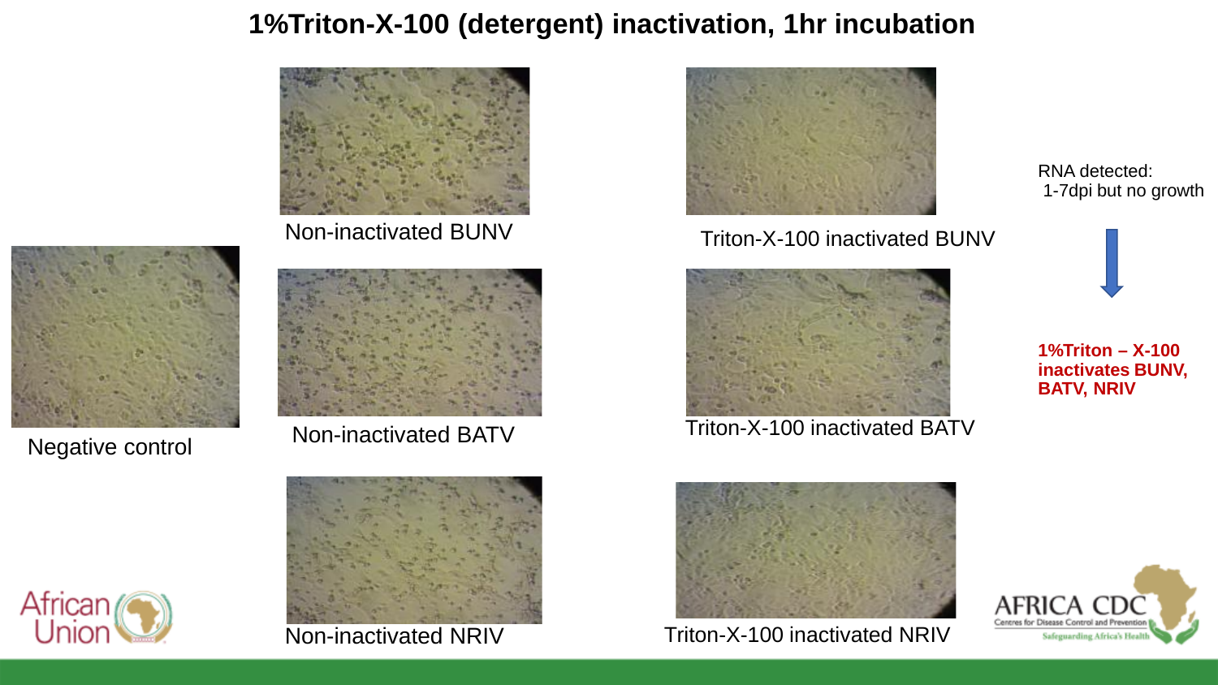# 1%Triton-X-100 (detergent) inactivation, 1hr incubation

Non-inactivated BUNV

Triton-X-100 inactivated BUNV

Negative control

Non-inactivated BATV

Triton-X-100 inactivated BATV

Non-inactivated NRIV

Triton-X-100 inactivated NRIV

RNA detected:
1-7dpi but no growth

**1%Triton – X-100 inactivates BUNV, BATV, NRIV**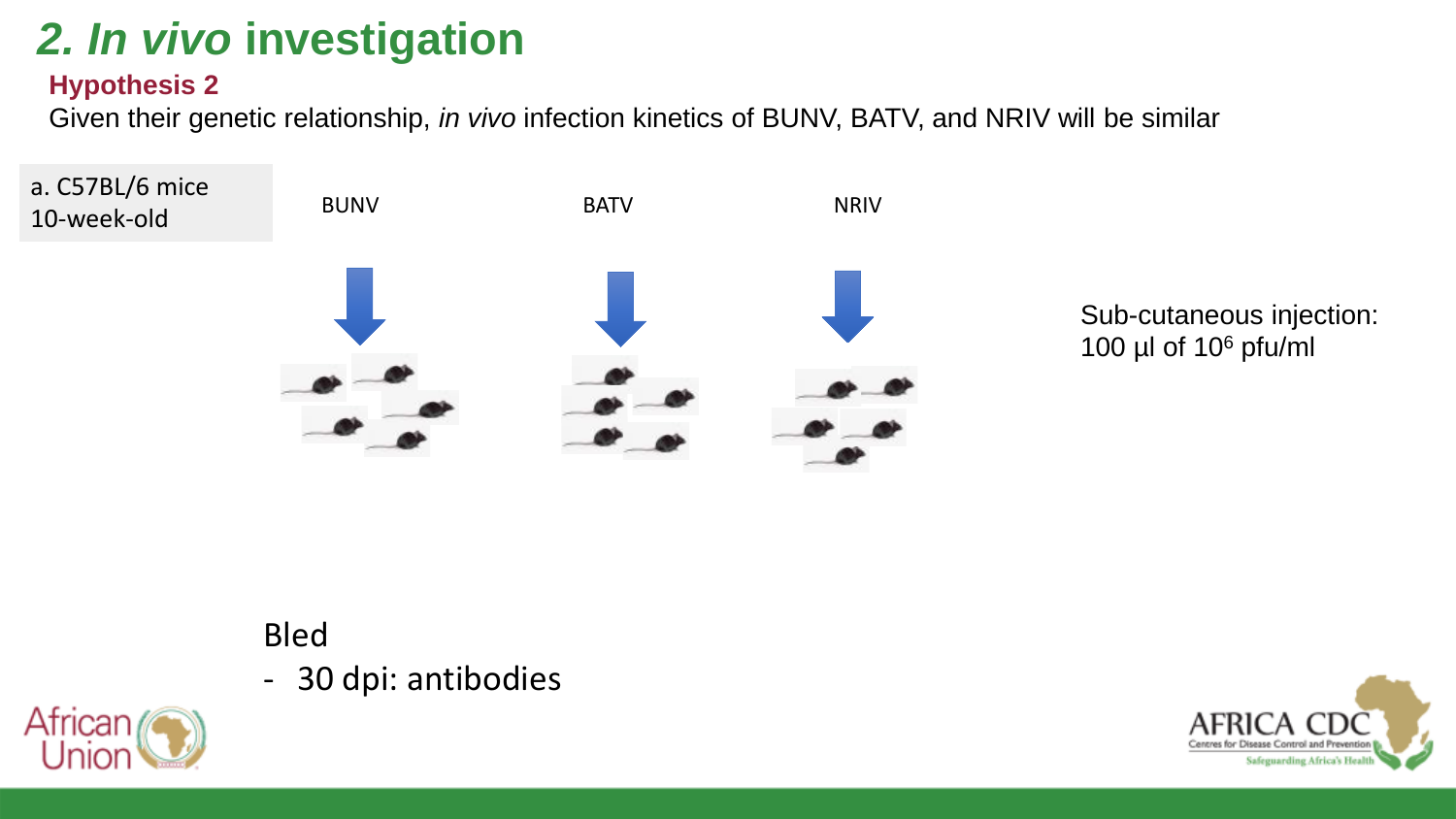# 2. *In vivo* investigation

**Hypothesis 2**

Given their genetic relationship, *in vivo* infection kinetics of BUNV, BATV, and NRIV will be similar

a. C57BL/6 mice
10-week-old

BUNV

BATV

NRIV

Sub-cutaneous injection:
100 µl of $10^6$ pfu/ml

Bled

- 30 dpi: antibodies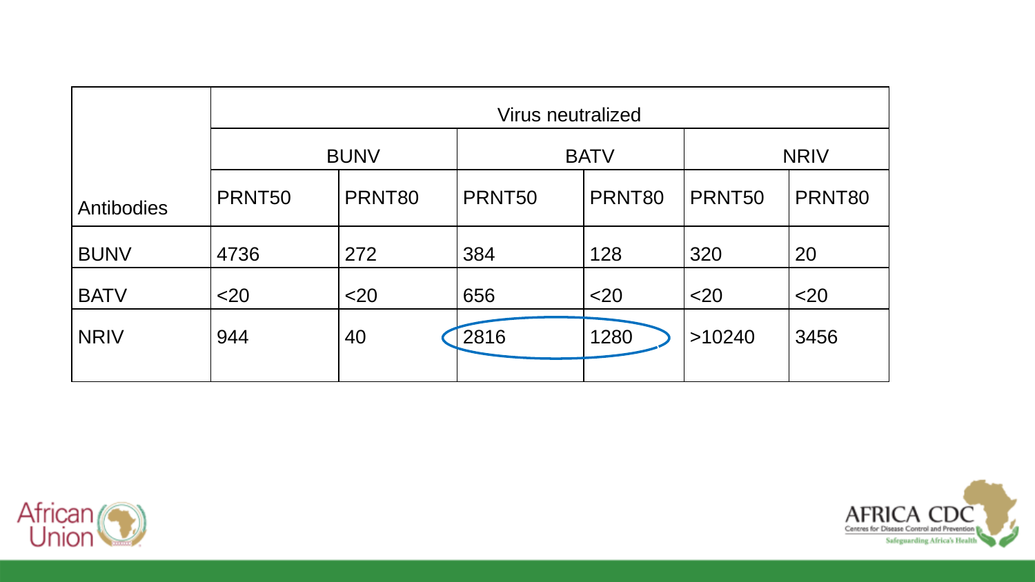| Antibodies | Virus neutralized | | | | | |
|---|---|---|---|---|---|---|
| | BUNV | | BATV | | NRIV | |
| | PRNT50 | PRNT80 | PRNT50 | PRNT80 | PRNT50 | PRNT80 |
| BUNV | 4736 | 272 | 384 | 128 | 320 | 20 |
| BATV | <20 | <20 | 656 | <20 | <20 | <20 |
| NRIV | 944 | 40 | 2816 | 1280 | >10240 | 3456 |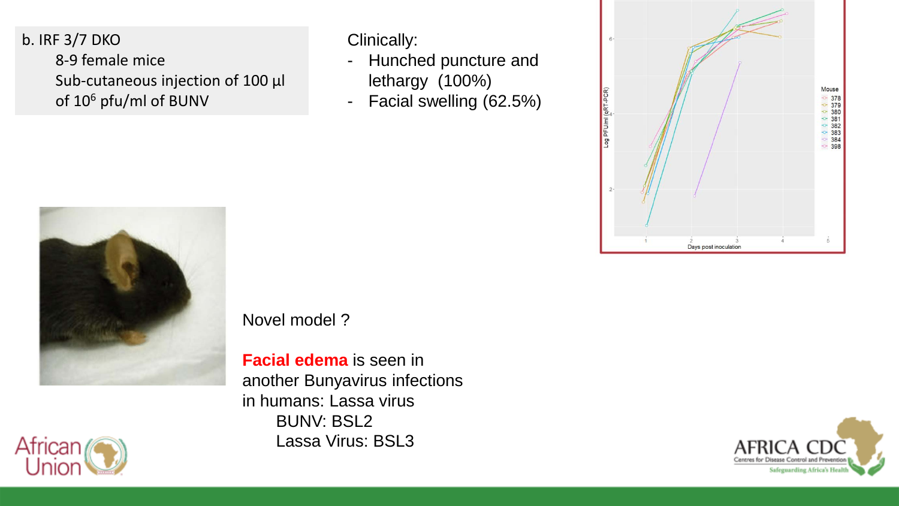b. IRF 3/7 DKO

8-9 female mice

Sub-cutaneous injection of 100 µl of $10^6$ pfu/ml of BUNV

Clinically:

- Hunched puncture and lethargy (100%)
- Facial swelling (62.5%)

Novel model ?

**Facial edema** is seen in another Bunyavirus infections in humans: Lassa virus

BUNV: BSL2

Lassa Virus: BSL3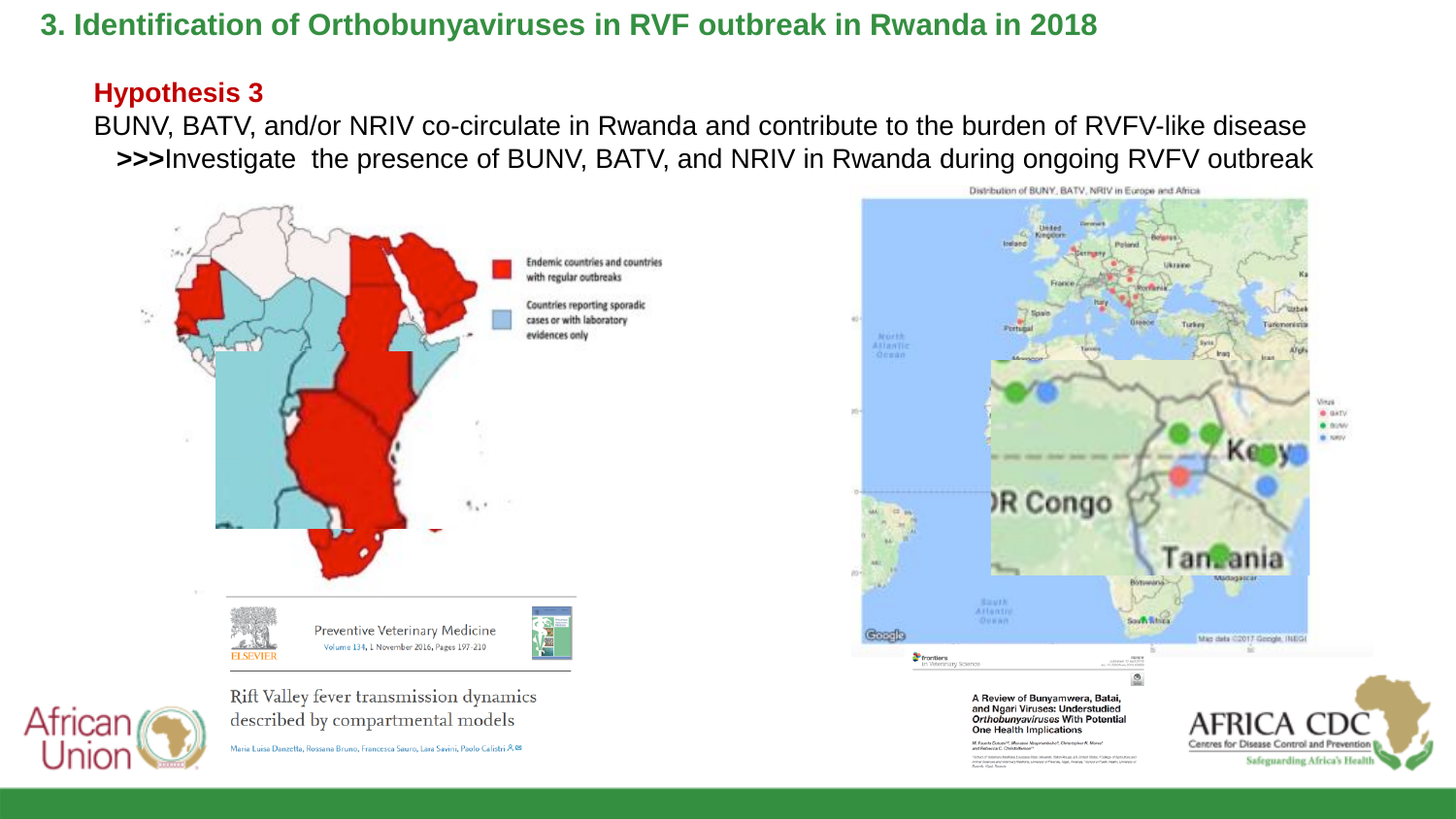# 3. Identification of Orthobunyaviruses in RVF outbreak in Rwanda in 2018

**Hypothesis 3**

BUNV, BATV, and/or NRIV co-circulate in Rwanda and contribute to the burden of RVFV-like disease

**>>>**Investigate the presence of BUNV, BATV, and NRIV in Rwanda during ongoing RVFV outbreak

Endemic countries and countries with regular outbreaks

Countries reporting sporadic cases or with laboratory evidences only

Preventive Veterinary Medicine
Volume 134, 1 November 2016, Pages 197-210

Rift Valley fever transmission dynamics described by compartmental models

Maria Luisa Danzetta, Rossana Bruno, Francesca Sauro, Lara Savini, Paolo Calistri

Distribution of BUNY, BATV, NRIV in Europe and Africa

Virus: BATV, BUNV, NRIV

A Review of Bunyamwera, Batai, and Ngari Viruses: Understudied *Orthobunyaviruses* With Potential One Health Implications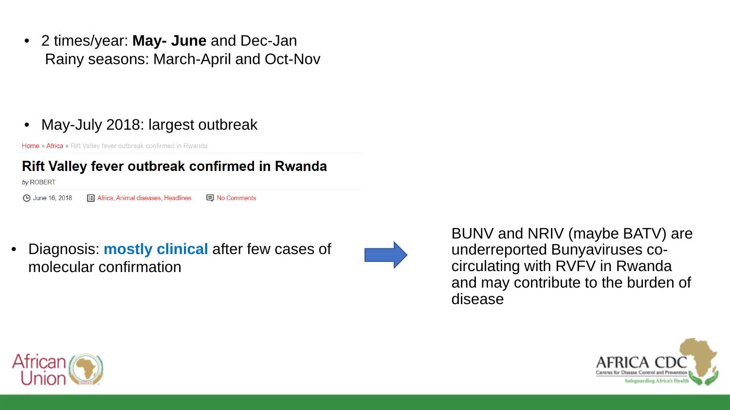- 2 times/year: **May- June** and Dec-Jan
  Rainy seasons: March-April and Oct-Nov

- May-July 2018: largest outbreak

Home » Africa » Rift Valley fever outbreak confirmed in Rwanda

## Rift Valley fever outbreak confirmed in Rwanda

*by* ROBERT

June 16, 2018 | Africa, Animal diseases, Headlines | No Comments

- Diagnosis: **mostly clinical** after few cases of molecular confirmation

BUNV and NRIV (maybe BATV) are underreported Bunyaviruses co-circulating with RVFV in Rwanda and may contribute to the burden of disease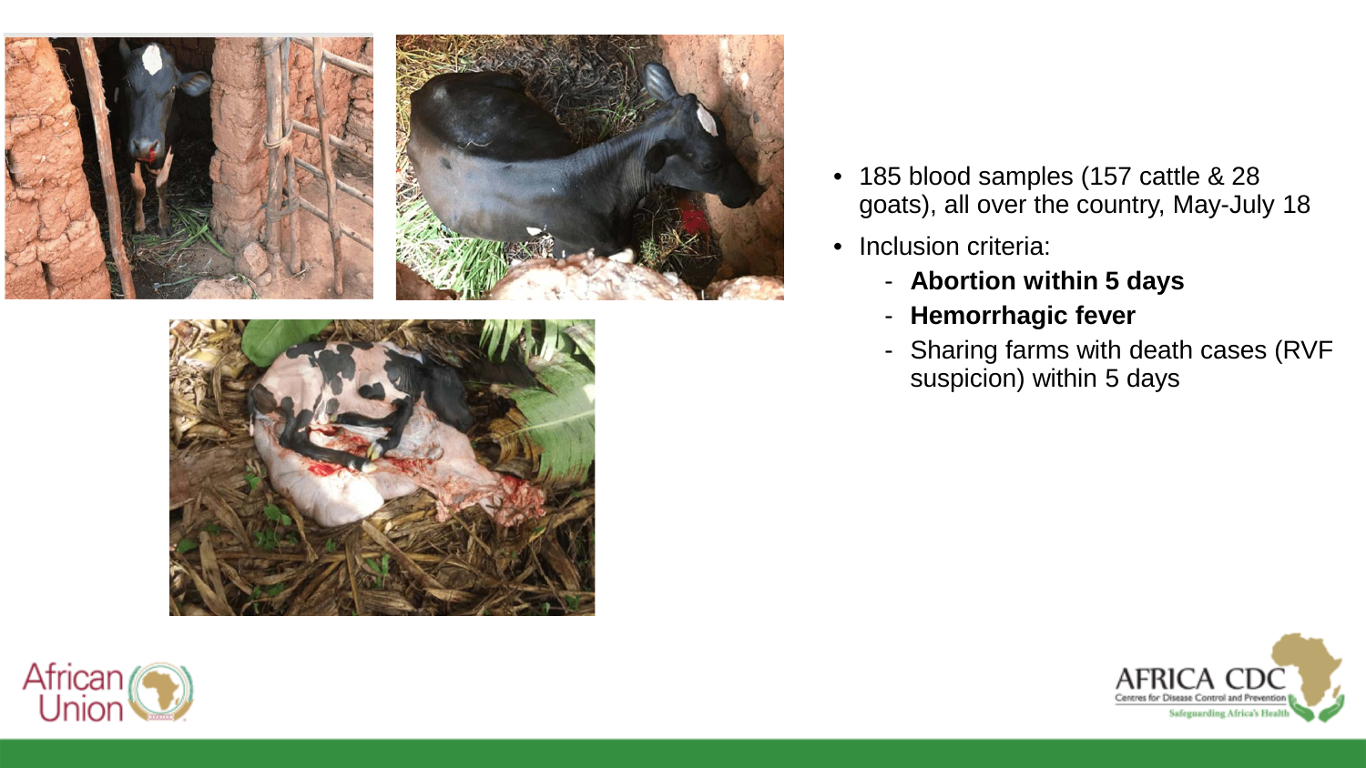- 185 blood samples (157 cattle & 28 goats), all over the country, May-July 18
- Inclusion criteria:
  - **Abortion within 5 days**
  - **Hemorrhagic fever**
  - Sharing farms with death cases (RVF suspicion) within 5 days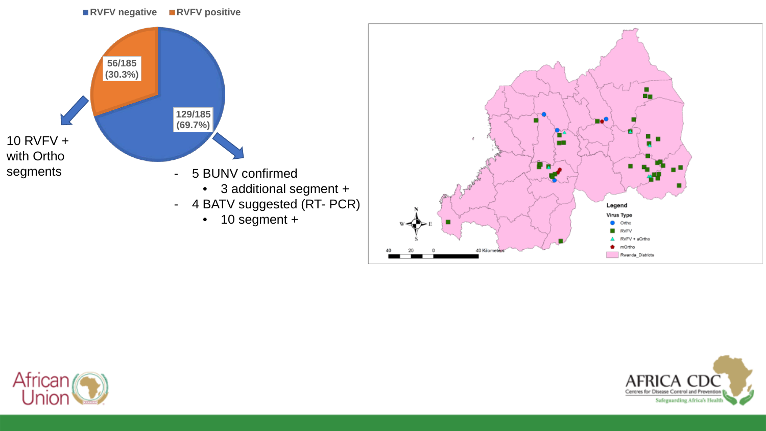RVFV negative | RVFV positive

56/185 (30.3%)

129/185 (69.7%)

10 RVFV + with Ortho segments

- 5 BUNV confirmed
  - 3 additional segment +
- 4 BATV suggested (RT- PCR)
  - 10 segment +

Legend

Virus Type

- Ortho
- RVFV
- RVFV + uOrtho
- mOrtho
- Rwanda_Districts

40 20 0 40 Kilometers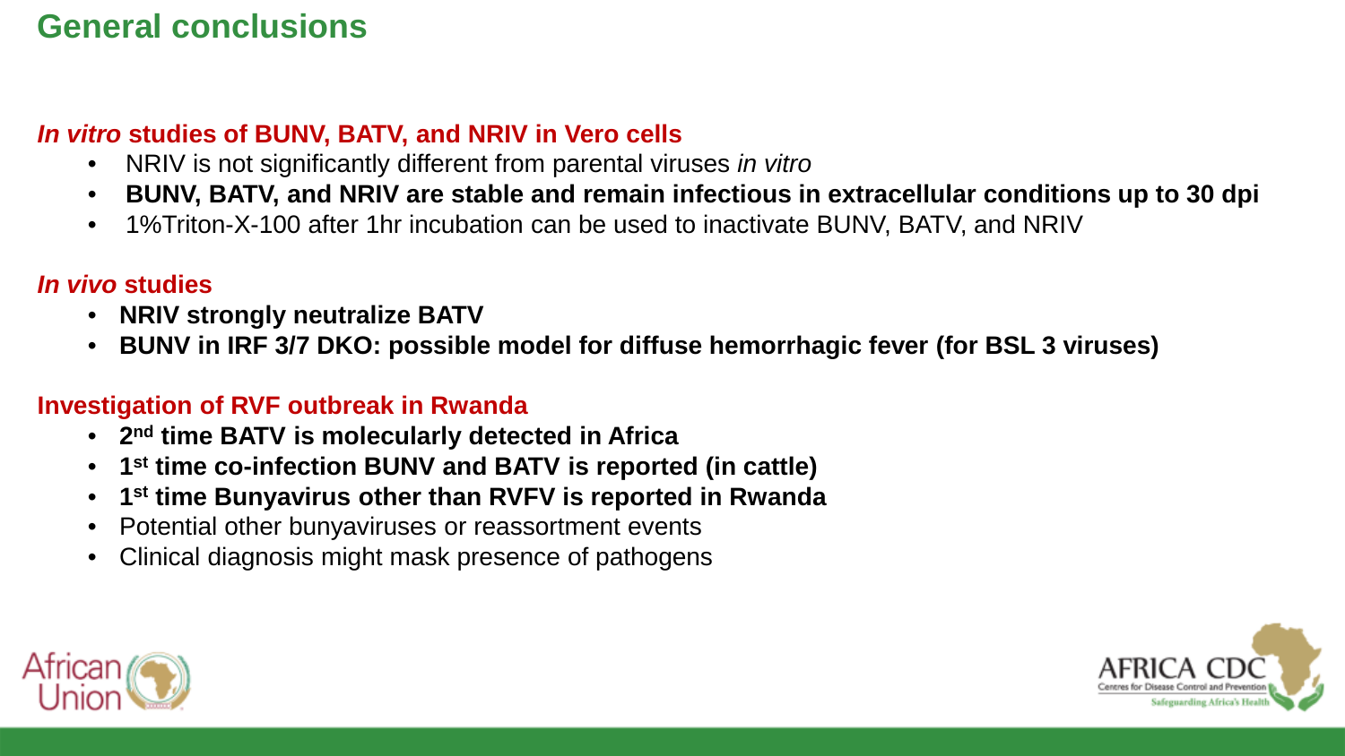# General conclusions

### *In vitro* studies of BUNV, BATV, and NRIV in Vero cells

- NRIV is not significantly different from parental viruses *in vitro*
- **BUNV, BATV, and NRIV are stable and remain infectious in extracellular conditions up to 30 dpi**
- 1%Triton-X-100 after 1hr incubation can be used to inactivate BUNV, BATV, and NRIV

### *In vivo* studies

- **NRIV strongly neutralize BATV**
- **BUNV in IRF 3/7 DKO: possible model for diffuse hemorrhagic fever (for BSL 3 viruses)**

### Investigation of RVF outbreak in Rwanda

- **$2^{nd}$ time BATV is molecularly detected in Africa**
- **$1^{st}$ time co-infection BUNV and BATV is reported (in cattle)**
- **$1^{st}$ time Bunyavirus other than RVFV is reported in Rwanda**
- Potential other bunyaviruses or reassortment events
- Clinical diagnosis might mask presence of pathogens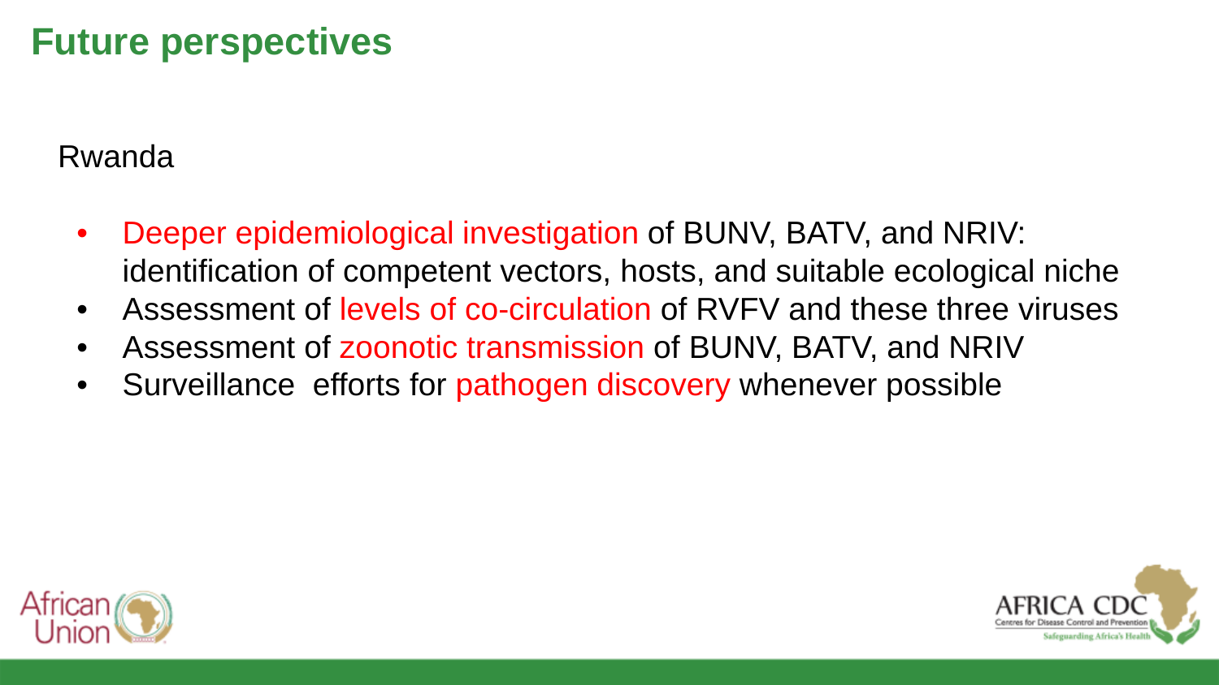# Future perspectives

Rwanda

- Deeper epidemiological investigation of BUNV, BATV, and NRIV: identification of competent vectors, hosts, and suitable ecological niche
- Assessment of levels of co-circulation of RVFV and these three viruses
- Assessment of zoonotic transmission of BUNV, BATV, and NRIV
- Surveillance efforts for pathogen discovery whenever possible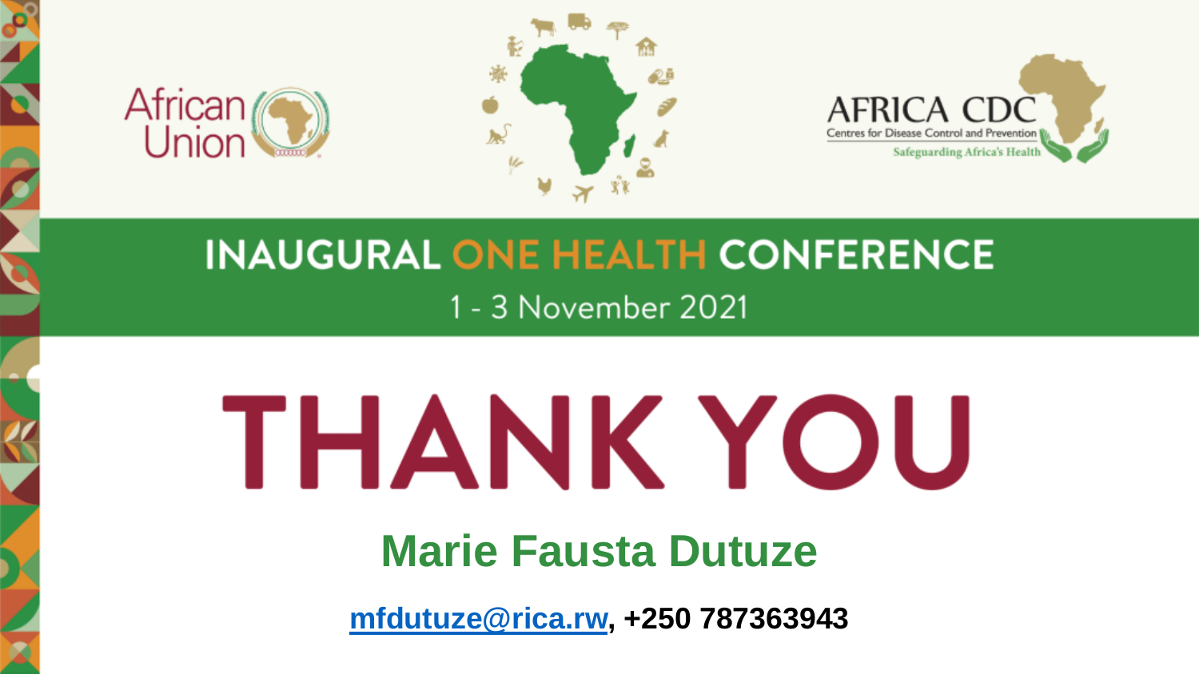African Union

AFRICA CDC
Centres for Disease Control and Prevention
Safeguarding Africa's Health

## INAUGURAL ONE HEALTH CONFERENCE

1 - 3 November 2021

# THANK YOU

**Marie Fausta Dutuze**

**mfdutuze@rica.rw, +250 787363943**